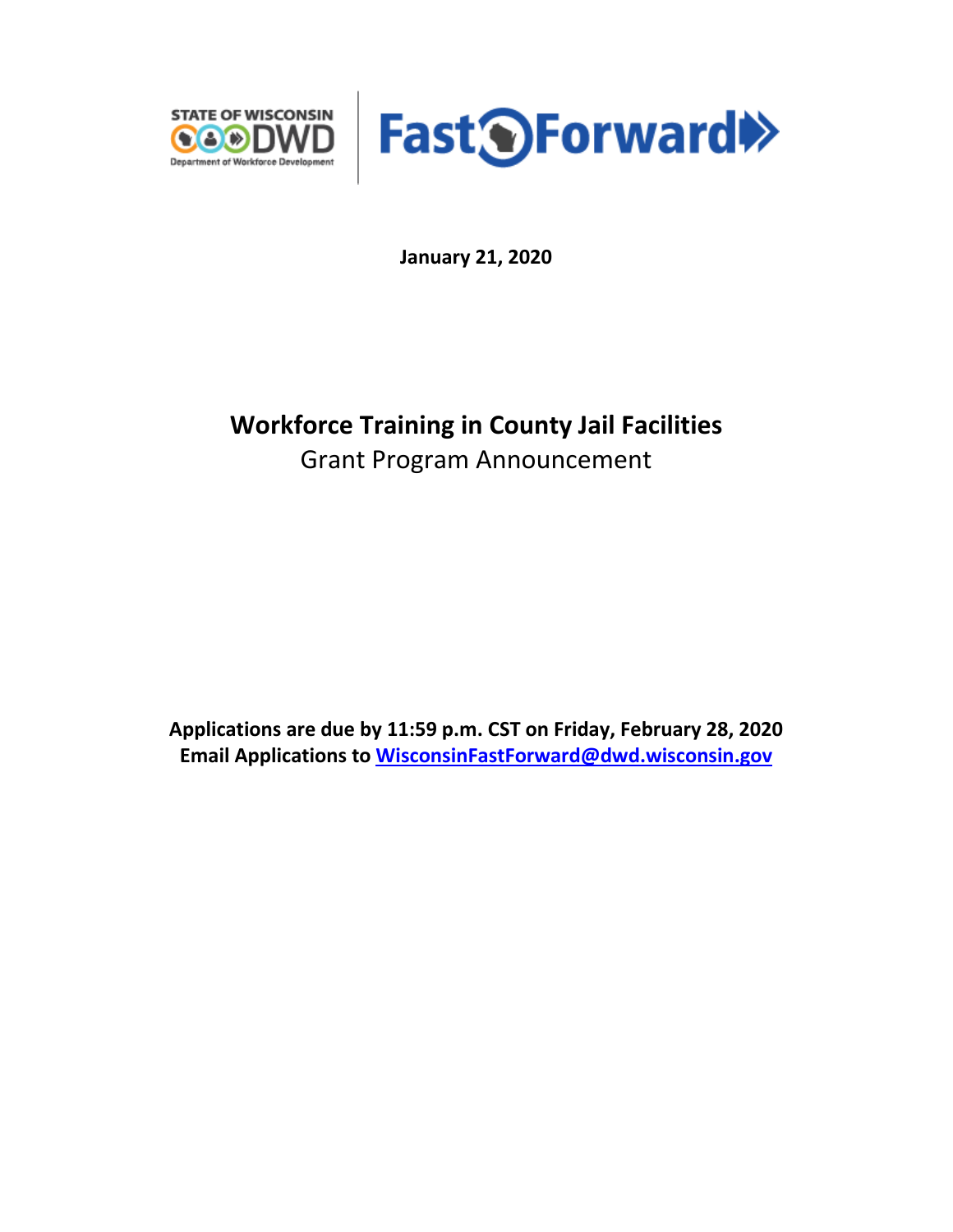STATE OF WISCONSIN DWD Department of Workforce Development | Fast Forward

**January 21, 2020**

# Workforce Training in County Jail Facilities

Grant Program Announcement

**Applications are due by 11:59 p.m. CST on Friday, February 28, 2020**
**Email Applications to [WisconsinFastForward@dwd.wisconsin.gov](mailto:WisconsinFastForward@dwd.wisconsin.gov)**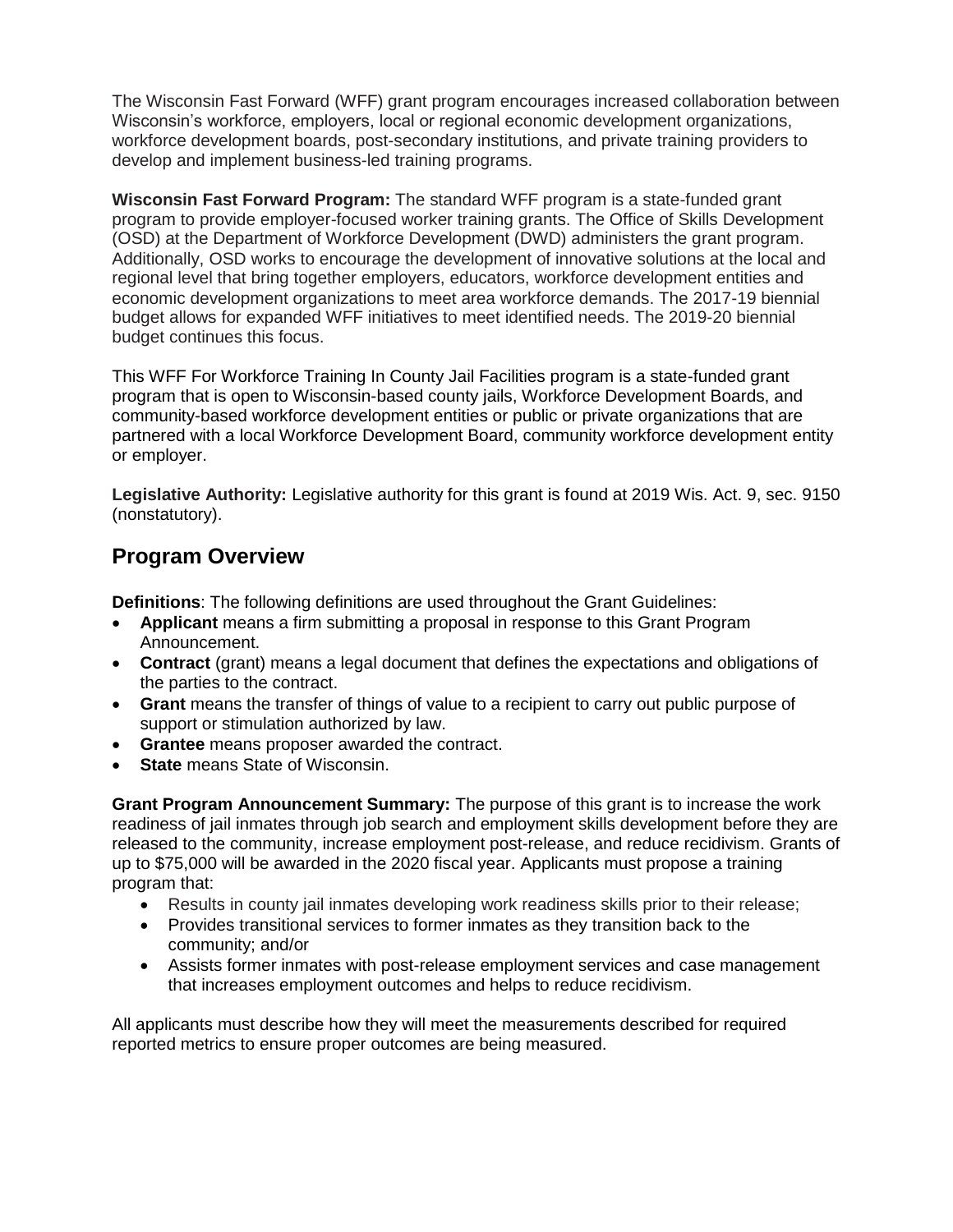The Wisconsin Fast Forward (WFF) grant program encourages increased collaboration between Wisconsin's workforce, employers, local or regional economic development organizations, workforce development boards, post-secondary institutions, and private training providers to develop and implement business-led training programs.

**Wisconsin Fast Forward Program:** The standard WFF program is a state-funded grant program to provide employer-focused worker training grants. The Office of Skills Development (OSD) at the Department of Workforce Development (DWD) administers the grant program. Additionally, OSD works to encourage the development of innovative solutions at the local and regional level that bring together employers, educators, workforce development entities and economic development organizations to meet area workforce demands. The 2017-19 biennial budget allows for expanded WFF initiatives to meet identified needs. The 2019-20 biennial budget continues this focus.

This WFF For Workforce Training In County Jail Facilities program is a state-funded grant program that is open to Wisconsin-based county jails, Workforce Development Boards, and community-based workforce development entities or public or private organizations that are partnered with a local Workforce Development Board, community workforce development entity or employer.

**Legislative Authority:** Legislative authority for this grant is found at 2019 Wis. Act. 9, sec. 9150 (nonstatutory).

## Program Overview

**Definitions**: The following definitions are used throughout the Grant Guidelines:

- **Applicant** means a firm submitting a proposal in response to this Grant Program Announcement.
- **Contract** (grant) means a legal document that defines the expectations and obligations of the parties to the contract.
- **Grant** means the transfer of things of value to a recipient to carry out public purpose of support or stimulation authorized by law.
- **Grantee** means proposer awarded the contract.
- **State** means State of Wisconsin.

**Grant Program Announcement Summary:** The purpose of this grant is to increase the work readiness of jail inmates through job search and employment skills development before they are released to the community, increase employment post-release, and reduce recidivism. Grants of up to $75,000 will be awarded in the 2020 fiscal year. Applicants must propose a training program that:

- Results in county jail inmates developing work readiness skills prior to their release;
- Provides transitional services to former inmates as they transition back to the community; and/or
- Assists former inmates with post-release employment services and case management that increases employment outcomes and helps to reduce recidivism.

All applicants must describe how they will meet the measurements described for required reported metrics to ensure proper outcomes are being measured.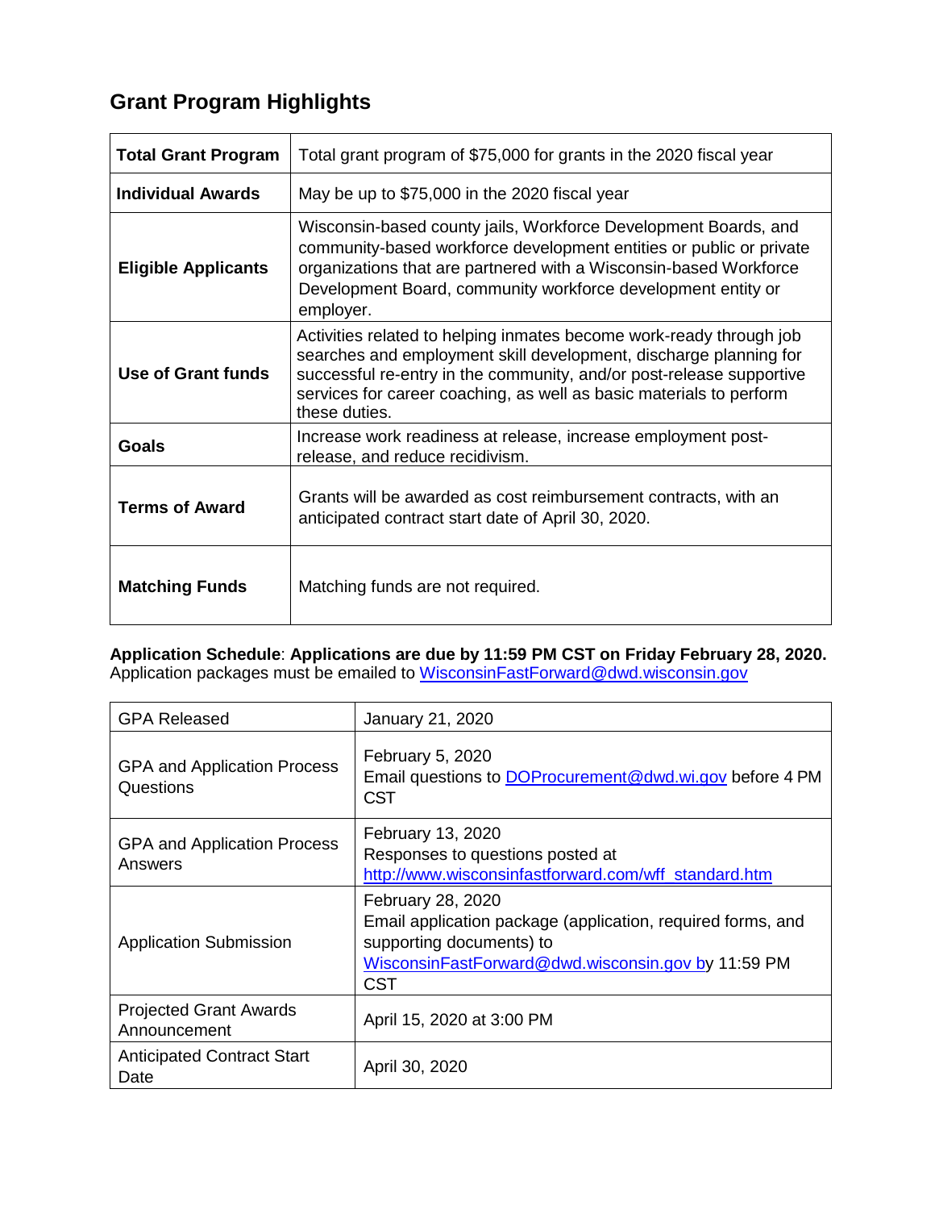## Grant Program Highlights

| **Total Grant Program** | Total grant program of $75,000 for grants in the 2020 fiscal year |
|---|---|
| **Individual Awards** | May be up to $75,000 in the 2020 fiscal year |
| **Eligible Applicants** | Wisconsin-based county jails, Workforce Development Boards, and community-based workforce development entities or public or private organizations that are partnered with a Wisconsin-based Workforce Development Board, community workforce development entity or employer. |
| **Use of Grant funds** | Activities related to helping inmates become work-ready through job searches and employment skill development, discharge planning for successful re-entry in the community, and/or post-release supportive services for career coaching, as well as basic materials to perform these duties. |
| **Goals** | Increase work readiness at release, increase employment post-release, and reduce recidivism. |
| **Terms of Award** | Grants will be awarded as cost reimbursement contracts, with an anticipated contract start date of April 30, 2020. |
| **Matching Funds** | Matching funds are not required. |

**Application Schedule**: **Applications are due by 11:59 PM CST on Friday February 28, 2020.** Application packages must be emailed to WisconsinFastForward@dwd.wisconsin.gov

| GPA Released | January 21, 2020 |
|---|---|
| GPA and Application Process Questions | February 5, 2020<br>Email questions to DOProcurement@dwd.wi.gov before 4 PM CST |
| GPA and Application Process Answers | February 13, 2020<br>Responses to questions posted at http://www.wisconsinfastforward.com/wff_standard.htm |
| Application Submission | February 28, 2020<br>Email application package (application, required forms, and supporting documents) to WisconsinFastForward@dwd.wisconsin.gov by 11:59 PM CST |
| Projected Grant Awards Announcement | April 15, 2020 at 3:00 PM |
| Anticipated Contract Start Date | April 30, 2020 |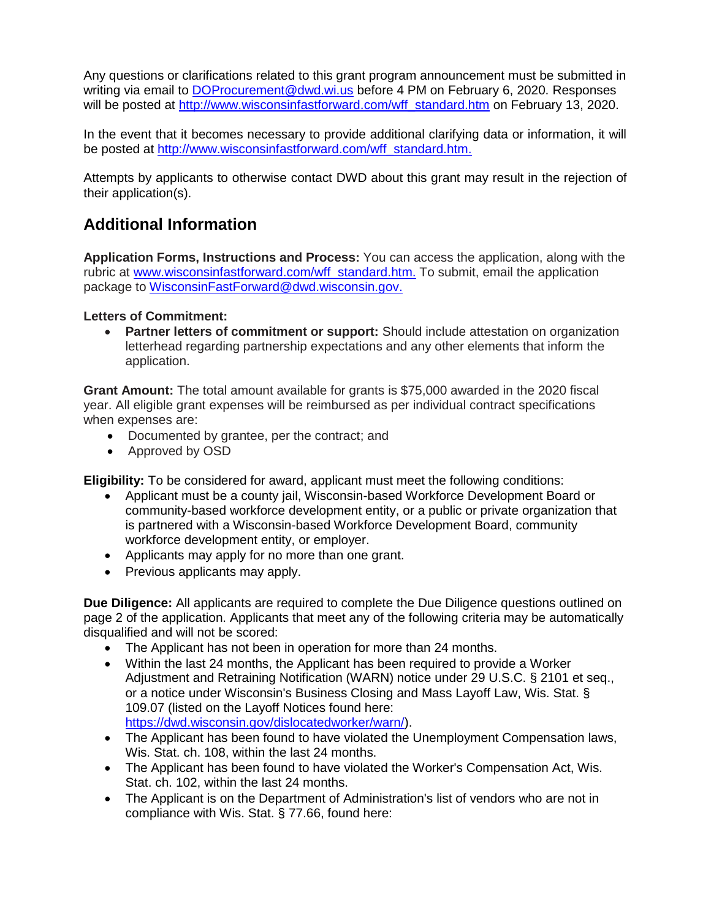Any questions or clarifications related to this grant program announcement must be submitted in writing via email to DOProcurement@dwd.wi.us before 4 PM on February 6, 2020. Responses will be posted at http://www.wisconsinfastforward.com/wff_standard.htm on February 13, 2020.

In the event that it becomes necessary to provide additional clarifying data or information, it will be posted at http://www.wisconsinfastforward.com/wff_standard.htm.

Attempts by applicants to otherwise contact DWD about this grant may result in the rejection of their application(s).

## Additional Information

**Application Forms, Instructions and Process:** You can access the application, along with the rubric at www.wisconsinfastforward.com/wff_standard.htm. To submit, email the application package to WisconsinFastForward@dwd.wisconsin.gov.

**Letters of Commitment:**

- **Partner letters of commitment or support:** Should include attestation on organization letterhead regarding partnership expectations and any other elements that inform the application.

**Grant Amount:** The total amount available for grants is $75,000 awarded in the 2020 fiscal year. All eligible grant expenses will be reimbursed as per individual contract specifications when expenses are:

- Documented by grantee, per the contract; and
- Approved by OSD

**Eligibility:** To be considered for award, applicant must meet the following conditions:

- Applicant must be a county jail, Wisconsin-based Workforce Development Board or community-based workforce development entity, or a public or private organization that is partnered with a Wisconsin-based Workforce Development Board, community workforce development entity, or employer.
- Applicants may apply for no more than one grant.
- Previous applicants may apply.

**Due Diligence:** All applicants are required to complete the Due Diligence questions outlined on page 2 of the application. Applicants that meet any of the following criteria may be automatically disqualified and will not be scored:

- The Applicant has not been in operation for more than 24 months.
- Within the last 24 months, the Applicant has been required to provide a Worker Adjustment and Retraining Notification (WARN) notice under 29 U.S.C. § 2101 et seq., or a notice under Wisconsin's Business Closing and Mass Layoff Law, Wis. Stat. § 109.07 (listed on the Layoff Notices found here: https://dwd.wisconsin.gov/dislocatedworker/warn/).
- The Applicant has been found to have violated the Unemployment Compensation laws, Wis. Stat. ch. 108, within the last 24 months.
- The Applicant has been found to have violated the Worker's Compensation Act, Wis. Stat. ch. 102, within the last 24 months.
- The Applicant is on the Department of Administration's list of vendors who are not in compliance with Wis. Stat. § 77.66, found here: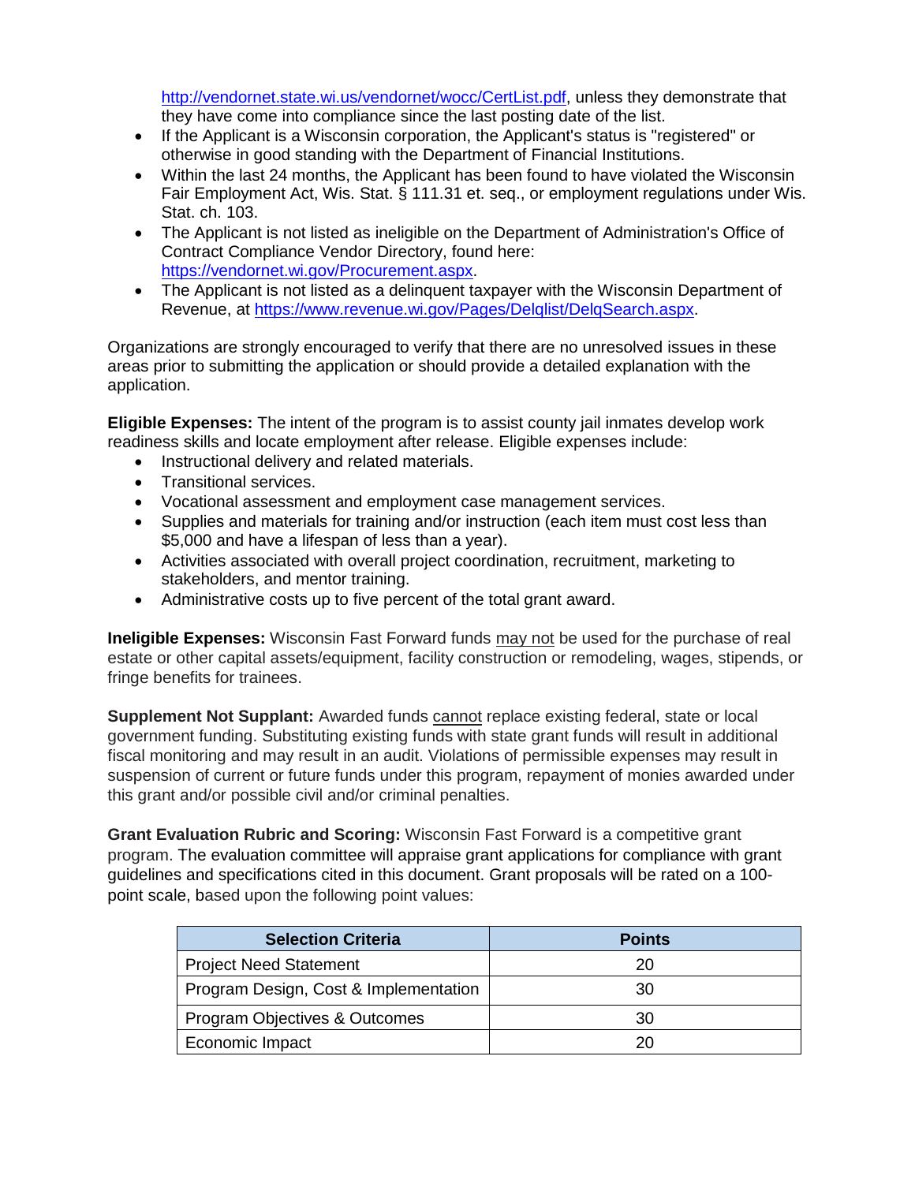http://vendornet.state.wi.us/vendornet/wocc/CertList.pdf, unless they demonstrate that they have come into compliance since the last posting date of the list.

- If the Applicant is a Wisconsin corporation, the Applicant's status is "registered" or otherwise in good standing with the Department of Financial Institutions.
- Within the last 24 months, the Applicant has been found to have violated the Wisconsin Fair Employment Act, Wis. Stat. § 111.31 et. seq., or employment regulations under Wis. Stat. ch. 103.
- The Applicant is not listed as ineligible on the Department of Administration's Office of Contract Compliance Vendor Directory, found here: https://vendornet.wi.gov/Procurement.aspx.
- The Applicant is not listed as a delinquent taxpayer with the Wisconsin Department of Revenue, at https://www.revenue.wi.gov/Pages/Delqlist/DelqSearch.aspx.

Organizations are strongly encouraged to verify that there are no unresolved issues in these areas prior to submitting the application or should provide a detailed explanation with the application.

**Eligible Expenses:** The intent of the program is to assist county jail inmates develop work readiness skills and locate employment after release. Eligible expenses include:

- Instructional delivery and related materials.
- Transitional services.
- Vocational assessment and employment case management services.
- Supplies and materials for training and/or instruction (each item must cost less than $5,000 and have a lifespan of less than a year).
- Activities associated with overall project coordination, recruitment, marketing to stakeholders, and mentor training.
- Administrative costs up to five percent of the total grant award.

**Ineligible Expenses:** Wisconsin Fast Forward funds may not be used for the purchase of real estate or other capital assets/equipment, facility construction or remodeling, wages, stipends, or fringe benefits for trainees.

**Supplement Not Supplant:** Awarded funds cannot replace existing federal, state or local government funding. Substituting existing funds with state grant funds will result in additional fiscal monitoring and may result in an audit. Violations of permissible expenses may result in suspension of current or future funds under this program, repayment of monies awarded under this grant and/or possible civil and/or criminal penalties.

**Grant Evaluation Rubric and Scoring:** Wisconsin Fast Forward is a competitive grant program. The evaluation committee will appraise grant applications for compliance with grant guidelines and specifications cited in this document. Grant proposals will be rated on a 100-point scale, based upon the following point values:

| Selection Criteria | Points |
| --- | --- |
| Project Need Statement | 20 |
| Program Design, Cost & Implementation | 30 |
| Program Objectives & Outcomes | 30 |
| Economic Impact | 20 |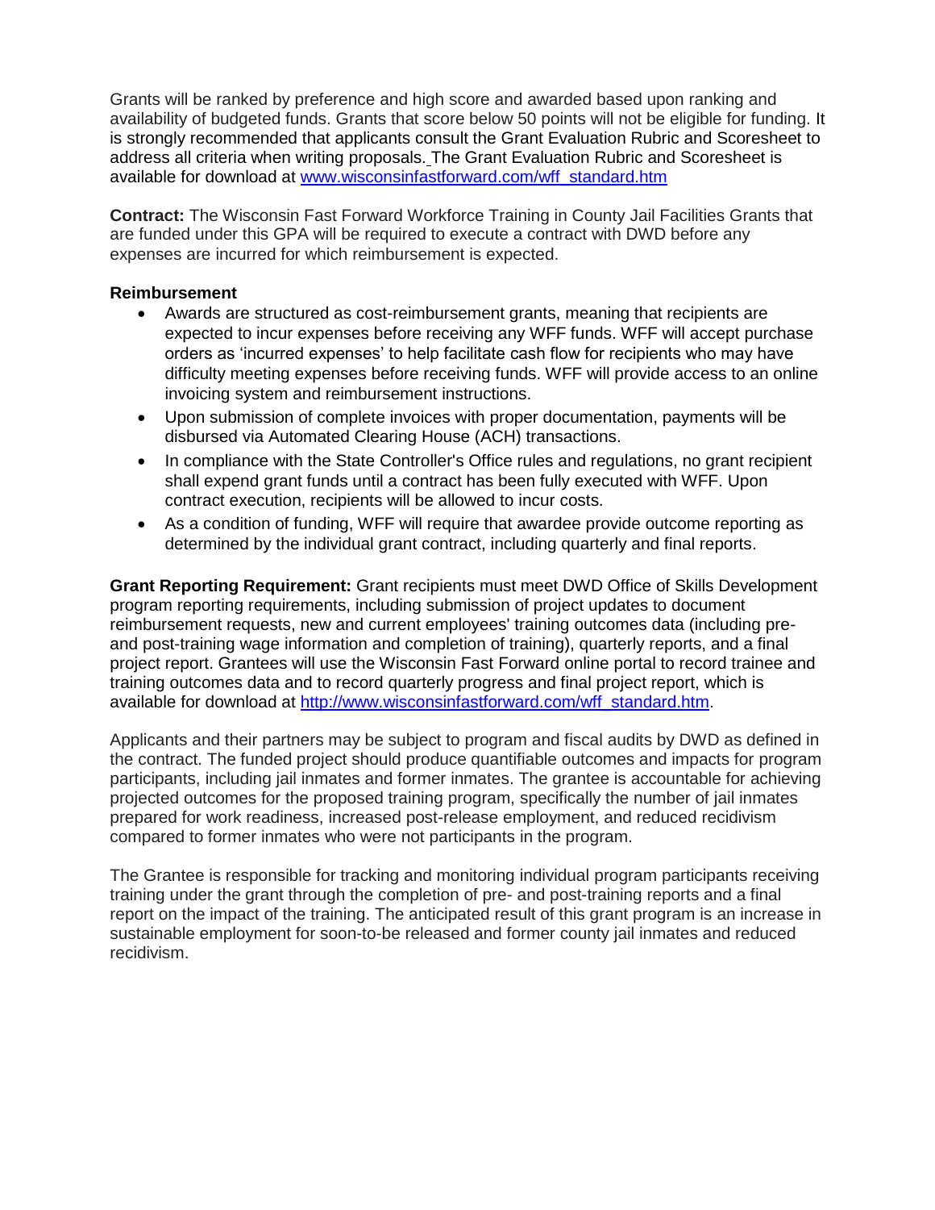Grants will be ranked by preference and high score and awarded based upon ranking and availability of budgeted funds. Grants that score below 50 points will not be eligible for funding. It is strongly recommended that applicants consult the Grant Evaluation Rubric and Scoresheet to address all criteria when writing proposals. The Grant Evaluation Rubric and Scoresheet is available for download at [www.wisconsinfastforward.com/wff_standard.htm](www.wisconsinfastforward.com/wff_standard.htm)

**Contract:** The Wisconsin Fast Forward Workforce Training in County Jail Facilities Grants that are funded under this GPA will be required to execute a contract with DWD before any expenses are incurred for which reimbursement is expected.

**Reimbursement**

- Awards are structured as cost-reimbursement grants, meaning that recipients are expected to incur expenses before receiving any WFF funds. WFF will accept purchase orders as 'incurred expenses' to help facilitate cash flow for recipients who may have difficulty meeting expenses before receiving funds. WFF will provide access to an online invoicing system and reimbursement instructions.
- Upon submission of complete invoices with proper documentation, payments will be disbursed via Automated Clearing House (ACH) transactions.
- In compliance with the State Controller's Office rules and regulations, no grant recipient shall expend grant funds until a contract has been fully executed with WFF. Upon contract execution, recipients will be allowed to incur costs.
- As a condition of funding, WFF will require that awardee provide outcome reporting as determined by the individual grant contract, including quarterly and final reports.

**Grant Reporting Requirement:** Grant recipients must meet DWD Office of Skills Development program reporting requirements, including submission of project updates to document reimbursement requests, new and current employees' training outcomes data (including pre- and post-training wage information and completion of training), quarterly reports, and a final project report. Grantees will use the Wisconsin Fast Forward online portal to record trainee and training outcomes data and to record quarterly progress and final project report, which is available for download at [http://www.wisconsinfastforward.com/wff_standard.htm](http://www.wisconsinfastforward.com/wff_standard.htm).

Applicants and their partners may be subject to program and fiscal audits by DWD as defined in the contract. The funded project should produce quantifiable outcomes and impacts for program participants, including jail inmates and former inmates. The grantee is accountable for achieving projected outcomes for the proposed training program, specifically the number of jail inmates prepared for work readiness, increased post-release employment, and reduced recidivism compared to former inmates who were not participants in the program.

The Grantee is responsible for tracking and monitoring individual program participants receiving training under the grant through the completion of pre- and post-training reports and a final report on the impact of the training. The anticipated result of this grant program is an increase in sustainable employment for soon-to-be released and former county jail inmates and reduced recidivism.